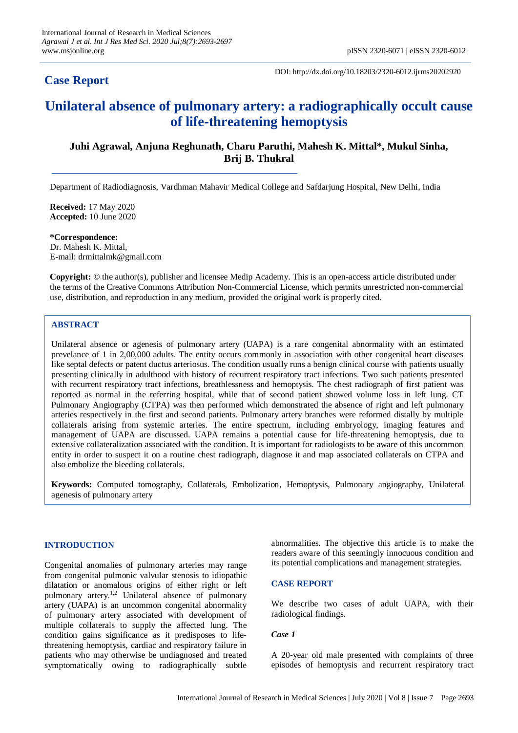**Case Report**

DOI: http://dx.doi.org/10.18203/2320-6012.ijrms20202920

# Unilateral absence of pulmonary artery: a radiographically occult cause of life-threatening hemoptysis

**Juhi Agrawal, Anjuna Reghunath, Charu Paruthi, Mahesh K. Mittal\*, Mukul Sinha, Brij B. Thukral**

Department of Radiodiagnosis, Vardhman Mahavir Medical College and Safdarjung Hospital, New Delhi, India

**Received:** 17 May 2020
**Accepted:** 10 June 2020

**\*Correspondence:**
Dr. Mahesh K. Mittal,
E-mail: drmittalmk@gmail.com

**Copyright:** © the author(s), publisher and licensee Medip Academy. This is an open-access article distributed under the terms of the Creative Commons Attribution Non-Commercial License, which permits unrestricted non-commercial use, distribution, and reproduction in any medium, provided the original work is properly cited.

## ABSTRACT

Unilateral absence or agenesis of pulmonary artery (UAPA) is a rare congenital abnormality with an estimated prevelance of 1 in 2,00,000 adults. The entity occurs commonly in association with other congenital heart diseases like septal defects or patent ductus arteriosus. The condition usually runs a benign clinical course with patients usually presenting clinically in adulthood with history of recurrent respiratory tract infections. Two such patients presented with recurrent respiratory tract infections, breathlessness and hemoptysis. The chest radiograph of first patient was reported as normal in the referring hospital, while that of second patient showed volume loss in left lung. CT Pulmonary Angiography (CTPA) was then performed which demonstrated the absence of right and left pulmonary arteries respectively in the first and second patients. Pulmonary artery branches were reformed distally by multiple collaterals arising from systemic arteries. The entire spectrum, including embryology, imaging features and management of UAPA are discussed. UAPA remains a potential cause for life-threatening hemoptysis, due to extensive collateralization associated with the condition. It is important for radiologists to be aware of this uncommon entity in order to suspect it on a routine chest radiograph, diagnose it and map associated collaterals on CTPA and also embolize the bleeding collaterals.

**Keywords:** Computed tomography, Collaterals, Embolization, Hemoptysis, Pulmonary angiography, Unilateral agenesis of pulmonary artery

## INTRODUCTION

Congenital anomalies of pulmonary arteries may range from congenital pulmonic valvular stenosis to idiopathic dilatation or anomalous origins of either right or left pulmonary artery.[1,2] Unilateral absence of pulmonary artery (UAPA) is an uncommon congenital abnormality of pulmonary artery associated with development of multiple collaterals to supply the affected lung. The condition gains significance as it predisposes to life-threatening hemoptysis, cardiac and respiratory failure in patients who may otherwise be undiagnosed and treated symptomatically owing to radiographically subtle abnormalities. The objective this article is to make the readers aware of this seemingly innocuous condition and its potential complications and management strategies.

## CASE REPORT

We describe two cases of adult UAPA, with their radiological findings.

### *Case 1*

A 20-year old male presented with complaints of three episodes of hemoptysis and recurrent respiratory tract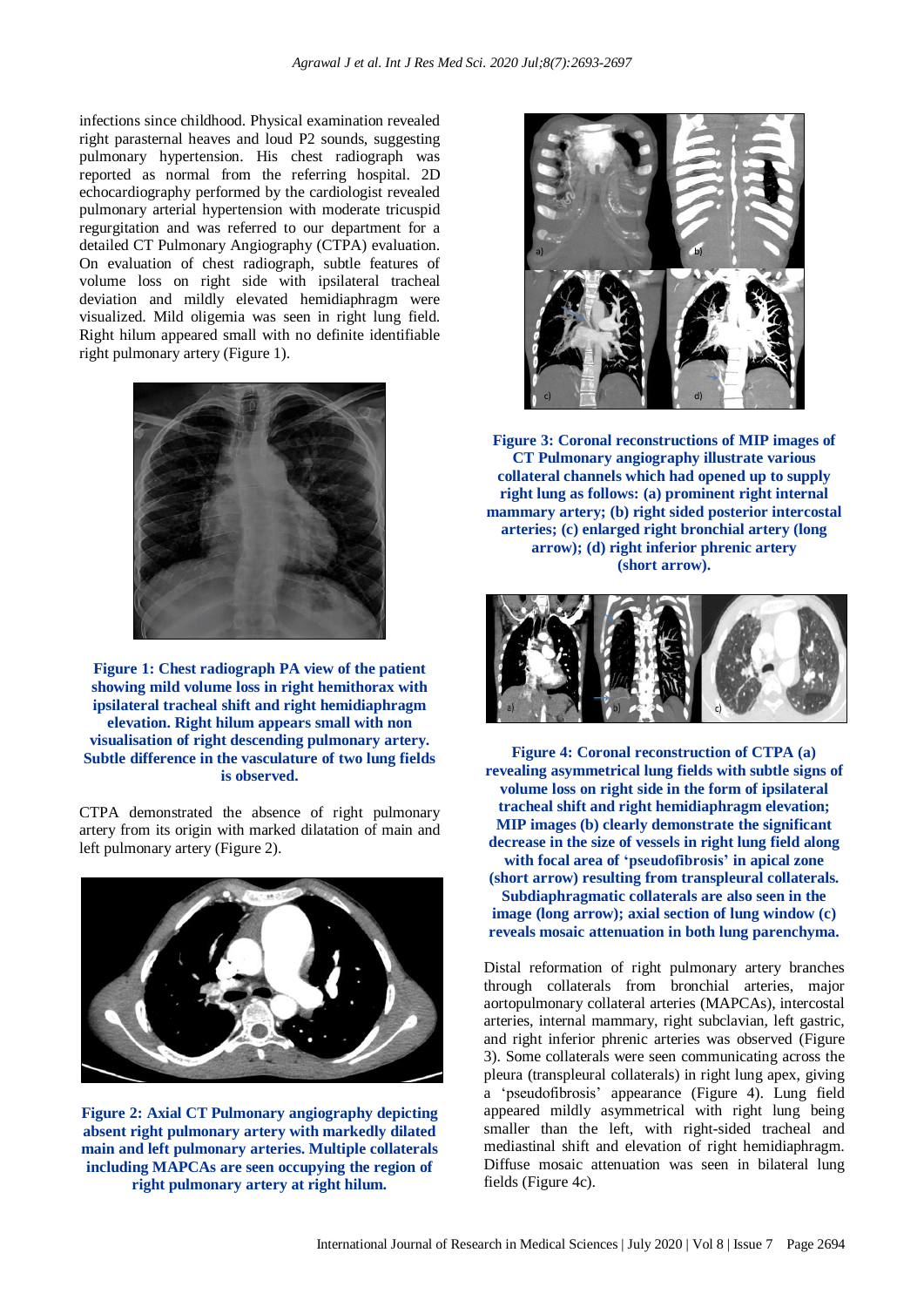infections since childhood. Physical examination revealed right parasternal heaves and loud P2 sounds, suggesting pulmonary hypertension. His chest radiograph was reported as normal from the referring hospital. 2D echocardiography performed by the cardiologist revealed pulmonary arterial hypertension with moderate tricuspid regurgitation and was referred to our department for a detailed CT Pulmonary Angiography (CTPA) evaluation. On evaluation of chest radiograph, subtle features of volume loss on right side with ipsilateral tracheal deviation and mildly elevated hemidiaphragm were visualized. Mild oligemia was seen in right lung field. Right hilum appeared small with no definite identifiable right pulmonary artery (Figure 1).

**Figure 1: Chest radiograph PA view of the patient showing mild volume loss in right hemithorax with ipsilateral tracheal shift and right hemidiaphragm elevation. Right hilum appears small with non visualisation of right descending pulmonary artery. Subtle difference in the vasculature of two lung fields is observed.**

CTPA demonstrated the absence of right pulmonary artery from its origin with marked dilatation of main and left pulmonary artery (Figure 2).

**Figure 2: Axial CT Pulmonary angiography depicting absent right pulmonary artery with markedly dilated main and left pulmonary arteries. Multiple collaterals including MAPCAs are seen occupying the region of right pulmonary artery at right hilum.**

**Figure 3: Coronal reconstructions of MIP images of CT Pulmonary angiography illustrate various collateral channels which had opened up to supply right lung as follows: (a) prominent right internal mammary artery; (b) right sided posterior intercostal arteries; (c) enlarged right bronchial artery (long arrow); (d) right inferior phrenic artery (short arrow).**

**Figure 4: Coronal reconstruction of CTPA (a) revealing asymmetrical lung fields with subtle signs of volume loss on right side in the form of ipsilateral tracheal shift and right hemidiaphragm elevation; MIP images (b) clearly demonstrate the significant decrease in the size of vessels in right lung field along with focal area of 'pseudofibrosis' in apical zone (short arrow) resulting from transpleural collaterals. Subdiaphragmatic collaterals are also seen in the image (long arrow); axial section of lung window (c) reveals mosaic attenuation in both lung parenchyma.**

Distal reformation of right pulmonary artery branches through collaterals from bronchial arteries, major aortopulmonary collateral arteries (MAPCAs), intercostal arteries, internal mammary, right subclavian, left gastric, and right inferior phrenic arteries was observed (Figure 3). Some collaterals were seen communicating across the pleura (transpleural collaterals) in right lung apex, giving a 'pseudofibrosis' appearance (Figure 4). Lung field appeared mildly asymmetrical with right lung being smaller than the left, with right-sided tracheal and mediastinal shift and elevation of right hemidiaphragm. Diffuse mosaic attenuation was seen in bilateral lung fields (Figure 4c).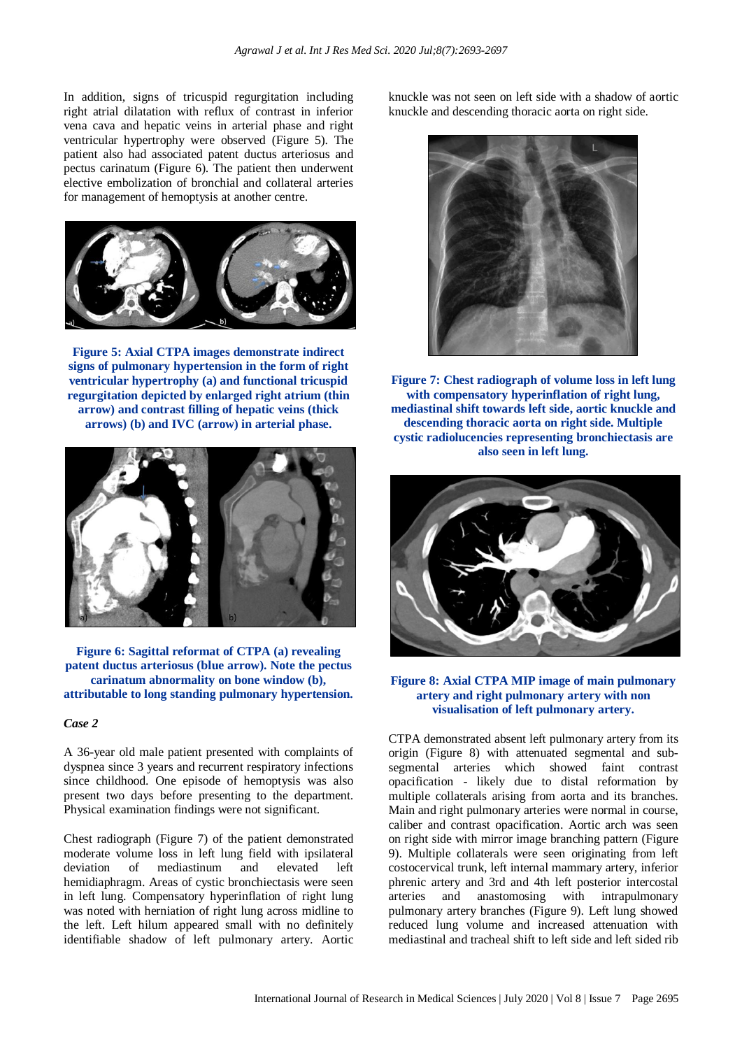In addition, signs of tricuspid regurgitation including right atrial dilatation with reflux of contrast in inferior vena cava and hepatic veins in arterial phase and right ventricular hypertrophy were observed (Figure 5). The patient also had associated patent ductus arteriosus and pectus carinatum (Figure 6). The patient then underwent elective embolization of bronchial and collateral arteries for management of hemoptysis at another centre.

**Figure 5: Axial CTPA images demonstrate indirect signs of pulmonary hypertension in the form of right ventricular hypertrophy (a) and functional tricuspid regurgitation depicted by enlarged right atrium (thin arrow) and contrast filling of hepatic veins (thick arrows) (b) and IVC (arrow) in arterial phase.**

**Figure 6: Sagittal reformat of CTPA (a) revealing patent ductus arteriosus (blue arrow). Note the pectus carinatum abnormality on bone window (b), attributable to long standing pulmonary hypertension.**

### *Case 2*

A 36-year old male patient presented with complaints of dyspnea since 3 years and recurrent respiratory infections since childhood. One episode of hemoptysis was also present two days before presenting to the department. Physical examination findings were not significant.

Chest radiograph (Figure 7) of the patient demonstrated moderate volume loss in left lung field with ipsilateral deviation of mediastinum and elevated left hemidiaphragm. Areas of cystic bronchiectasis were seen in left lung. Compensatory hyperinflation of right lung was noted with herniation of right lung across midline to the left. Left hilum appeared small with no definitely identifiable shadow of left pulmonary artery. Aortic knuckle was not seen on left side with a shadow of aortic knuckle and descending thoracic aorta on right side.

**Figure 7: Chest radiograph of volume loss in left lung with compensatory hyperinflation of right lung, mediastinal shift towards left side, aortic knuckle and descending thoracic aorta on right side. Multiple cystic radiolucencies representing bronchiectasis are also seen in left lung.**

**Figure 8: Axial CTPA MIP image of main pulmonary artery and right pulmonary artery with non visualisation of left pulmonary artery.**

CTPA demonstrated absent left pulmonary artery from its origin (Figure 8) with attenuated segmental and sub-segmental arteries which showed faint contrast opacification - likely due to distal reformation by multiple collaterals arising from aorta and its branches. Main and right pulmonary arteries were normal in course, caliber and contrast opacification. Aortic arch was seen on right side with mirror image branching pattern (Figure 9). Multiple collaterals were seen originating from left costocervical trunk, left internal mammary artery, inferior phrenic artery and 3rd and 4th left posterior intercostal arteries and anastomosing with intrapulmonary pulmonary artery branches (Figure 9). Left lung showed reduced lung volume and increased attenuation with mediastinal and tracheal shift to left side and left sided rib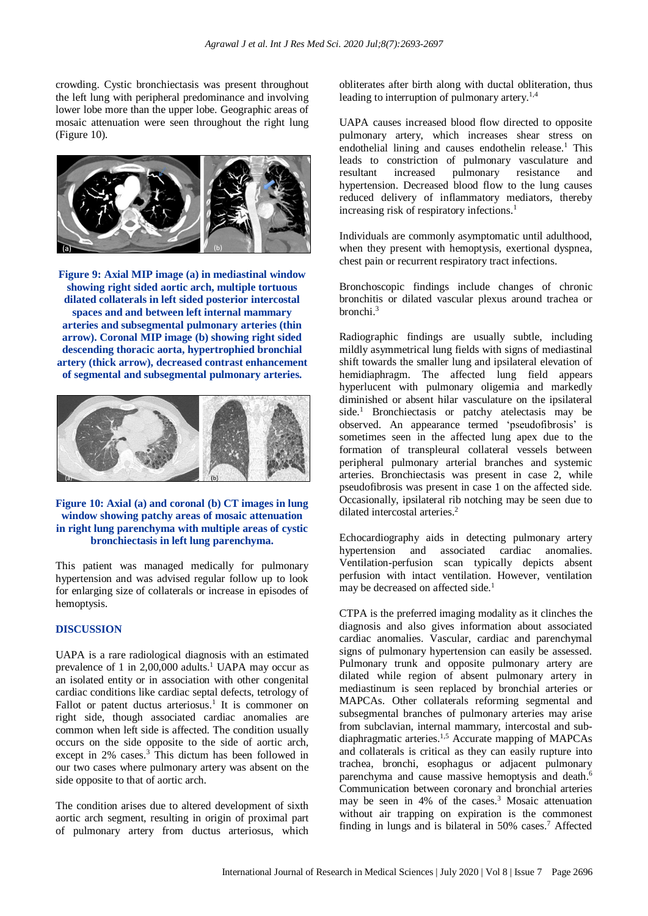crowding. Cystic bronchiectasis was present throughout the left lung with peripheral predominance and involving lower lobe more than the upper lobe. Geographic areas of mosaic attenuation were seen throughout the right lung (Figure 10).

**Figure 9: Axial MIP image (a) in mediastinal window showing right sided aortic arch, multiple tortuous dilated collaterals in left sided posterior intercostal spaces and and between left internal mammary arteries and subsegmental pulmonary arteries (thin arrow). Coronal MIP image (b) showing right sided descending thoracic aorta, hypertrophied bronchial artery (thick arrow), decreased contrast enhancement of segmental and subsegmental pulmonary arteries.**

**Figure 10: Axial (a) and coronal (b) CT images in lung window showing patchy areas of mosaic attenuation in right lung parenchyma with multiple areas of cystic bronchiectasis in left lung parenchyma.**

This patient was managed medically for pulmonary hypertension and was advised regular follow up to look for enlarging size of collaterals or increase in episodes of hemoptysis.

## DISCUSSION

UAPA is a rare radiological diagnosis with an estimated prevalence of 1 in 2,00,000 adults.[1] UAPA may occur as an isolated entity or in association with other congenital cardiac conditions like cardiac septal defects, tetrology of Fallot or patent ductus arteriosus.[1] It is commoner on right side, though associated cardiac anomalies are common when left side is affected. The condition usually occurs on the side opposite to the side of aortic arch, except in 2% cases.[3] This dictum has been followed in our two cases where pulmonary artery was absent on the side opposite to that of aortic arch.

The condition arises due to altered development of sixth aortic arch segment, resulting in origin of proximal part of pulmonary artery from ductus arteriosus, which obliterates after birth along with ductal obliteration, thus leading to interruption of pulmonary artery.[1,4]

UAPA causes increased blood flow directed to opposite pulmonary artery, which increases shear stress on endothelial lining and causes endothelin release.[1] This leads to constriction of pulmonary vasculature and resultant increased pulmonary resistance and hypertension. Decreased blood flow to the lung causes reduced delivery of inflammatory mediators, thereby increasing risk of respiratory infections.[1]

Individuals are commonly asymptomatic until adulthood, when they present with hemoptysis, exertional dyspnea, chest pain or recurrent respiratory tract infections.

Bronchoscopic findings include changes of chronic bronchitis or dilated vascular plexus around trachea or bronchi.[3]

Radiographic findings are usually subtle, including mildly asymmetrical lung fields with signs of mediastinal shift towards the smaller lung and ipsilateral elevation of hemidiaphragm. The affected lung field appears hyperlucent with pulmonary oligemia and markedly diminished or absent hilar vasculature on the ipsilateral side.[1] Bronchiectasis or patchy atelectasis may be observed. An appearance termed 'pseudofibrosis' is sometimes seen in the affected lung apex due to the formation of transpleural collateral vessels between peripheral pulmonary arterial branches and systemic arteries. Bronchiectasis was present in case 2, while pseudofibrosis was present in case 1 on the affected side. Occasionally, ipsilateral rib notching may be seen due to dilated intercostal arteries.[2]

Echocardiography aids in detecting pulmonary artery hypertension and associated cardiac anomalies. Ventilation-perfusion scan typically depicts absent perfusion with intact ventilation. However, ventilation may be decreased on affected side.[1]

CTPA is the preferred imaging modality as it clinches the diagnosis and also gives information about associated cardiac anomalies. Vascular, cardiac and parenchymal signs of pulmonary hypertension can easily be assessed. Pulmonary trunk and opposite pulmonary artery are dilated while region of absent pulmonary artery in mediastinum is seen replaced by bronchial arteries or MAPCAs. Other collaterals reforming segmental and subsegmental branches of pulmonary arteries may arise from subclavian, internal mammary, intercostal and sub-diaphragmatic arteries.[1,5] Accurate mapping of MAPCAs and collaterals is critical as they can easily rupture into trachea, bronchi, esophagus or adjacent pulmonary parenchyma and cause massive hemoptysis and death.[6] Communication between coronary and bronchial arteries may be seen in 4% of the cases.[3] Mosaic attenuation without air trapping on expiration is the commonest finding in lungs and is bilateral in 50% cases.[7] Affected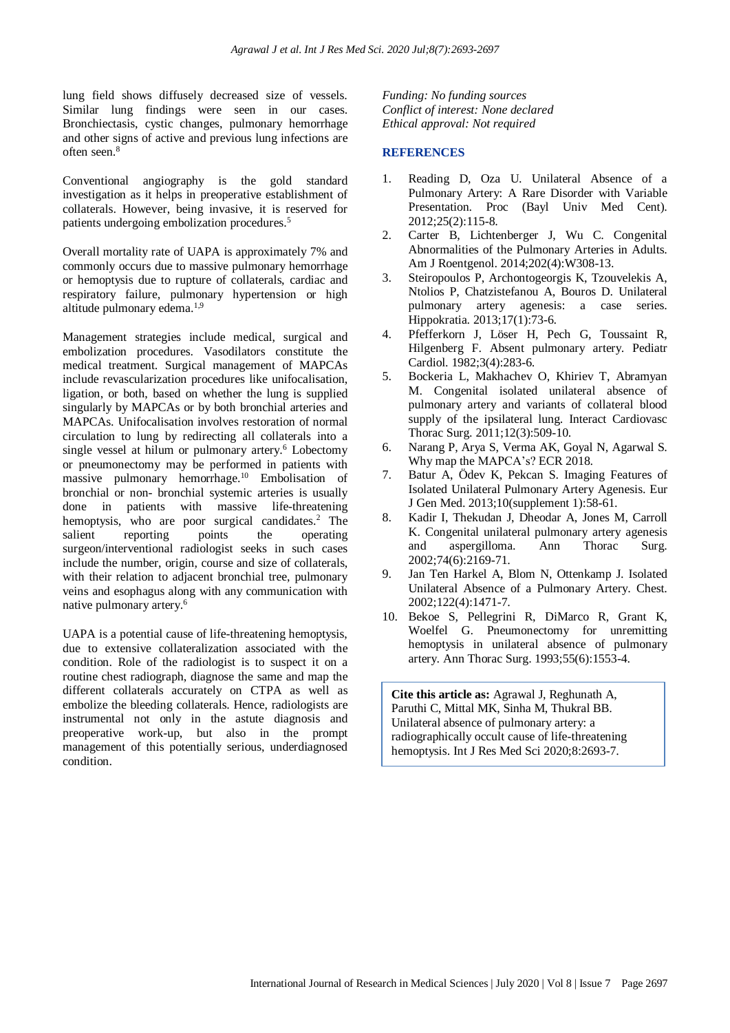lung field shows diffusely decreased size of vessels. Similar lung findings were seen in our cases. Bronchiectasis, cystic changes, pulmonary hemorrhage and other signs of active and previous lung infections are often seen.[8]

Conventional angiography is the gold standard investigation as it helps in preoperative establishment of collaterals. However, being invasive, it is reserved for patients undergoing embolization procedures.[5]

Overall mortality rate of UAPA is approximately 7% and commonly occurs due to massive pulmonary hemorrhage or hemoptysis due to rupture of collaterals, cardiac and respiratory failure, pulmonary hypertension or high altitude pulmonary edema.[1,9]

Management strategies include medical, surgical and embolization procedures. Vasodilators constitute the medical treatment. Surgical management of MAPCAs include revascularization procedures like unifocalisation, ligation, or both, based on whether the lung is supplied singularly by MAPCAs or by both bronchial arteries and MAPCAs. Unifocalisation involves restoration of normal circulation to lung by redirecting all collaterals into a single vessel at hilum or pulmonary artery.[6] Lobectomy or pneumonectomy may be performed in patients with massive pulmonary hemorrhage.[10] Embolisation of bronchial or non- bronchial systemic arteries is usually done in patients with massive life-threatening hemoptysis, who are poor surgical candidates.[2] The salient reporting points the operating surgeon/interventional radiologist seeks in such cases include the number, origin, course and size of collaterals, with their relation to adjacent bronchial tree, pulmonary veins and esophagus along with any communication with native pulmonary artery.[6]

UAPA is a potential cause of life-threatening hemoptysis, due to extensive collateralization associated with the condition. Role of the radiologist is to suspect it on a routine chest radiograph, diagnose the same and map the different collaterals accurately on CTPA as well as embolize the bleeding collaterals. Hence, radiologists are instrumental not only in the astute diagnosis and preoperative work-up, but also in the prompt management of this potentially serious, underdiagnosed condition.

*Funding: No funding sources*
*Conflict of interest: None declared*
*Ethical approval: Not required*

## REFERENCES

1. Reading D, Oza U. Unilateral Absence of a Pulmonary Artery: A Rare Disorder with Variable Presentation. Proc (Bayl Univ Med Cent). 2012;25(2):115-8.
2. Carter B, Lichtenberger J, Wu C. Congenital Abnormalities of the Pulmonary Arteries in Adults. Am J Roentgenol. 2014;202(4):W308-13.
3. Steiropoulos P, Archontogeorgis K, Tzouvelekis A, Ntolios P, Chatzistefanou A, Bouros D. Unilateral pulmonary artery agenesis: a case series. Hippokratia. 2013;17(1):73-6.
4. Pfefferkorn J, Löser H, Pech G, Toussaint R, Hilgenberg F. Absent pulmonary artery. Pediatr Cardiol. 1982;3(4):283-6.
5. Bockeria L, Makhachev O, Khiriev T, Abramyan M. Congenital isolated unilateral absence of pulmonary artery and variants of collateral blood supply of the ipsilateral lung. Interact Cardiovasc Thorac Surg. 2011;12(3):509-10.
6. Narang P, Arya S, Verma AK, Goyal N, Agarwal S. Why map the MAPCA's? ECR 2018.
7. Batur A, Ödev K, Pekcan S. Imaging Features of Isolated Unilateral Pulmonary Artery Agenesis. Eur J Gen Med. 2013;10(supplement 1):58-61.
8. Kadir I, Thekudan J, Dheodar A, Jones M, Carroll K. Congenital unilateral pulmonary artery agenesis and aspergilloma. Ann Thorac Surg. 2002;74(6):2169-71.
9. Jan Ten Harkel A, Blom N, Ottenkamp J. Isolated Unilateral Absence of a Pulmonary Artery. Chest. 2002;122(4):1471-7.
10. Bekoe S, Pellegrini R, DiMarco R, Grant K, Woelfel G. Pneumonectomy for unremitting hemoptysis in unilateral absence of pulmonary artery. Ann Thorac Surg. 1993;55(6):1553-4.

**Cite this article as:** Agrawal J, Reghunath A, Paruthi C, Mittal MK, Sinha M, Thukral BB. Unilateral absence of pulmonary artery: a radiographically occult cause of life-threatening hemoptysis. Int J Res Med Sci 2020;8:2693-7.